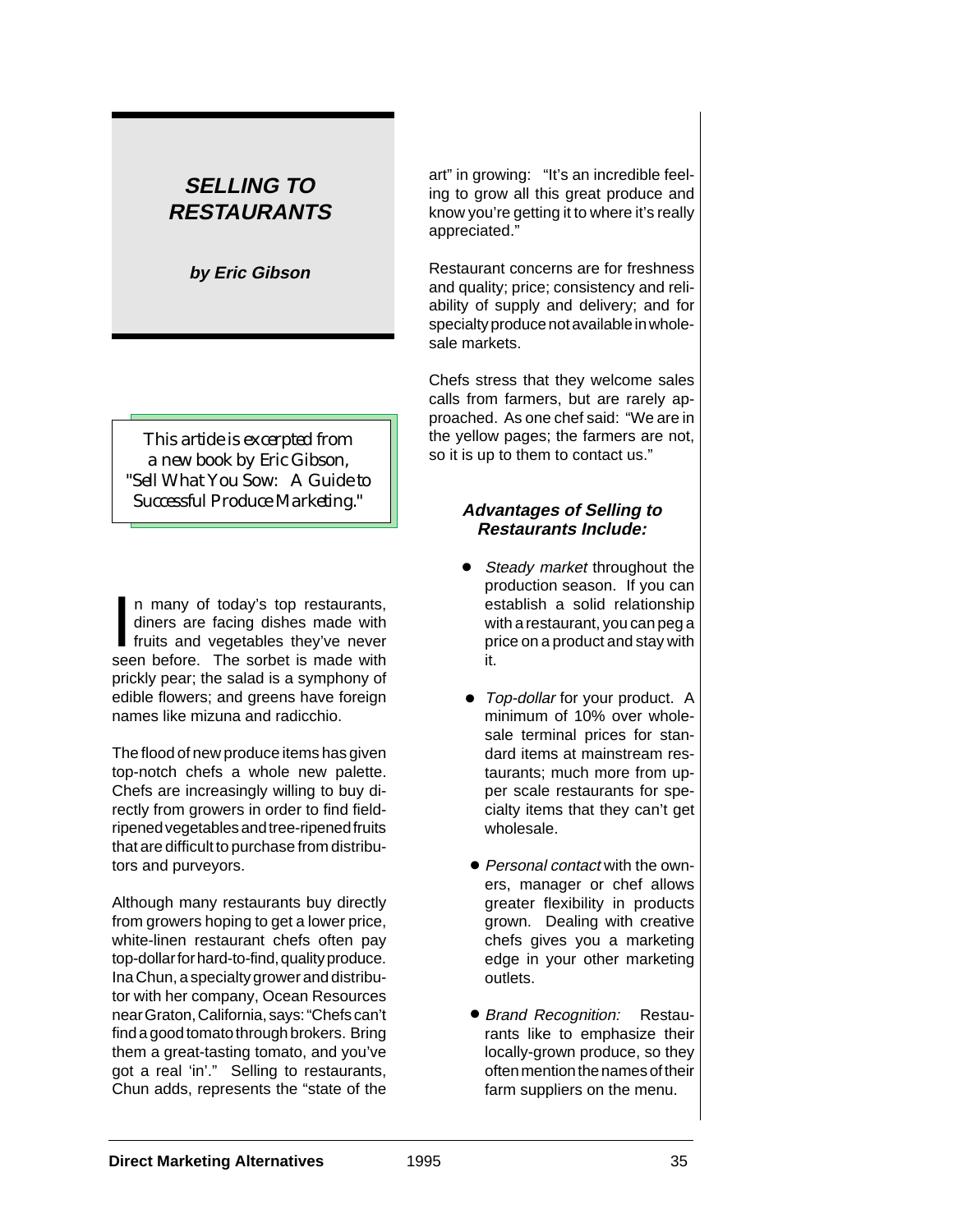# SELLING TO RESTAURANTS

**by Eric Gibson**

*This article is excerpted from a new book by Eric Gibson, "Sell What You Sow: A Guide to Successful Produce Marketing."*

In many of today's top restaurants, diners are facing dishes made with fruits and vegetables they've never seen before. The sorbet is made with prickly pear; the salad is a symphony of edible flowers; and greens have foreign names like mizuna and radicchio.

The flood of new produce items has given top-notch chefs a whole new palette. Chefs are increasingly willing to buy directly from growers in order to find field-ripened vegetables and tree-ripened fruits that are difficult to purchase from distributors and purveyors.

Although many restaurants buy directly from growers hoping to get a lower price, white-linen restaurant chefs often pay top-dollar for hard-to-find, quality produce. Ina Chun, a specialty grower and distributor with her company, Ocean Resources near Graton, California, says: "Chefs can't find a good tomato through brokers. Bring them a great-tasting tomato, and you've got a real 'in'." Selling to restaurants, Chun adds, represents the "state of the art" in growing: "It's an incredible feeling to grow all this great produce and know you're getting it to where it's really appreciated."

Restaurant concerns are for freshness and quality; price; consistency and reliability of supply and delivery; and for specialty produce not available in wholesale markets.

Chefs stress that they welcome sales calls from farmers, but are rarely approached. As one chef said: "We are in the yellow pages; the farmers are not, so it is up to them to contact us."

### Advantages of Selling to Restaurants Include:

- *Steady market* throughout the production season. If you can establish a solid relationship with a restaurant, you can peg a price on a product and stay with it.
- *Top-dollar* for your product. A minimum of 10% over wholesale terminal prices for standard items at mainstream restaurants; much more from upper scale restaurants for specialty items that they can't get wholesale.
- *Personal contact* with the owners, manager or chef allows greater flexibility in products grown. Dealing with creative chefs gives you a marketing edge in your other marketing outlets.
- *Brand Recognition:* Restaurants like to emphasize their locally-grown produce, so they often mention the names of their farm suppliers on the menu.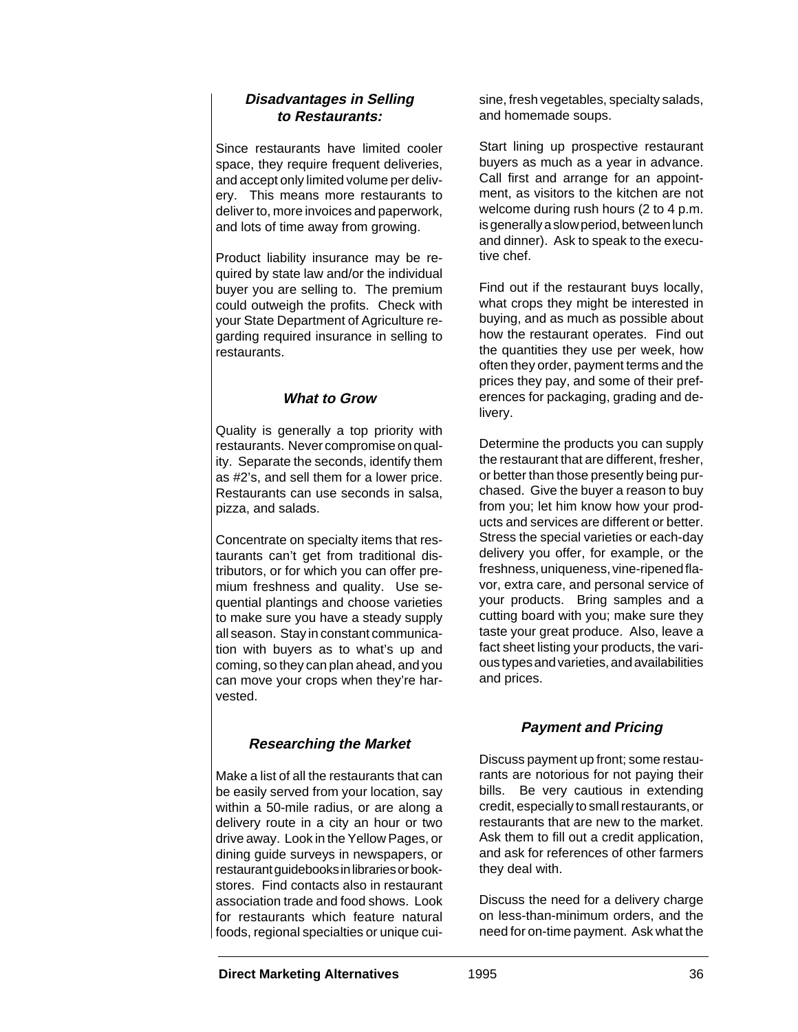### *Disadvantages in Selling to Restaurants:*

Since restaurants have limited cooler space, they require frequent deliveries, and accept only limited volume per delivery. This means more restaurants to deliver to, more invoices and paperwork, and lots of time away from growing.

Product liability insurance may be required by state law and/or the individual buyer you are selling to. The premium could outweigh the profits. Check with your State Department of Agriculture regarding required insurance in selling to restaurants.

### *What to Grow*

Quality is generally a top priority with restaurants. Never compromise on quality. Separate the seconds, identify them as #2's, and sell them for a lower price. Restaurants can use seconds in salsa, pizza, and salads.

Concentrate on specialty items that restaurants can't get from traditional distributors, or for which you can offer premium freshness and quality. Use sequential plantings and choose varieties to make sure you have a steady supply all season. Stay in constant communication with buyers as to what's up and coming, so they can plan ahead, and you can move your crops when they're harvested.

### *Researching the Market*

Make a list of all the restaurants that can be easily served from your location, say within a 50-mile radius, or are along a delivery route in a city an hour or two drive away. Look in the Yellow Pages, or dining guide surveys in newspapers, or restaurant guidebooks in libraries or bookstores. Find contacts also in restaurant association trade and food shows. Look for restaurants which feature natural foods, regional specialties or unique cuisine, fresh vegetables, specialty salads, and homemade soups.

Start lining up prospective restaurant buyers as much as a year in advance. Call first and arrange for an appointment, as visitors to the kitchen are not welcome during rush hours (2 to 4 p.m. is generally a slow period, between lunch and dinner). Ask to speak to the executive chef.

Find out if the restaurant buys locally, what crops they might be interested in buying, and as much as possible about how the restaurant operates. Find out the quantities they use per week, how often they order, payment terms and the prices they pay, and some of their preferences for packaging, grading and delivery.

Determine the products you can supply the restaurant that are different, fresher, or better than those presently being purchased. Give the buyer a reason to buy from you; let him know how your products and services are different or better. Stress the special varieties or each-day delivery you offer, for example, or the freshness, uniqueness, vine-ripened flavor, extra care, and personal service of your products. Bring samples and a cutting board with you; make sure they taste your great produce. Also, leave a fact sheet listing your products, the various types and varieties, and availabilities and prices.

### *Payment and Pricing*

Discuss payment up front; some restaurants are notorious for not paying their bills. Be very cautious in extending credit, especially to small restaurants, or restaurants that are new to the market. Ask them to fill out a credit application, and ask for references of other farmers they deal with.

Discuss the need for a delivery charge on less-than-minimum orders, and the need for on-time payment. Ask what the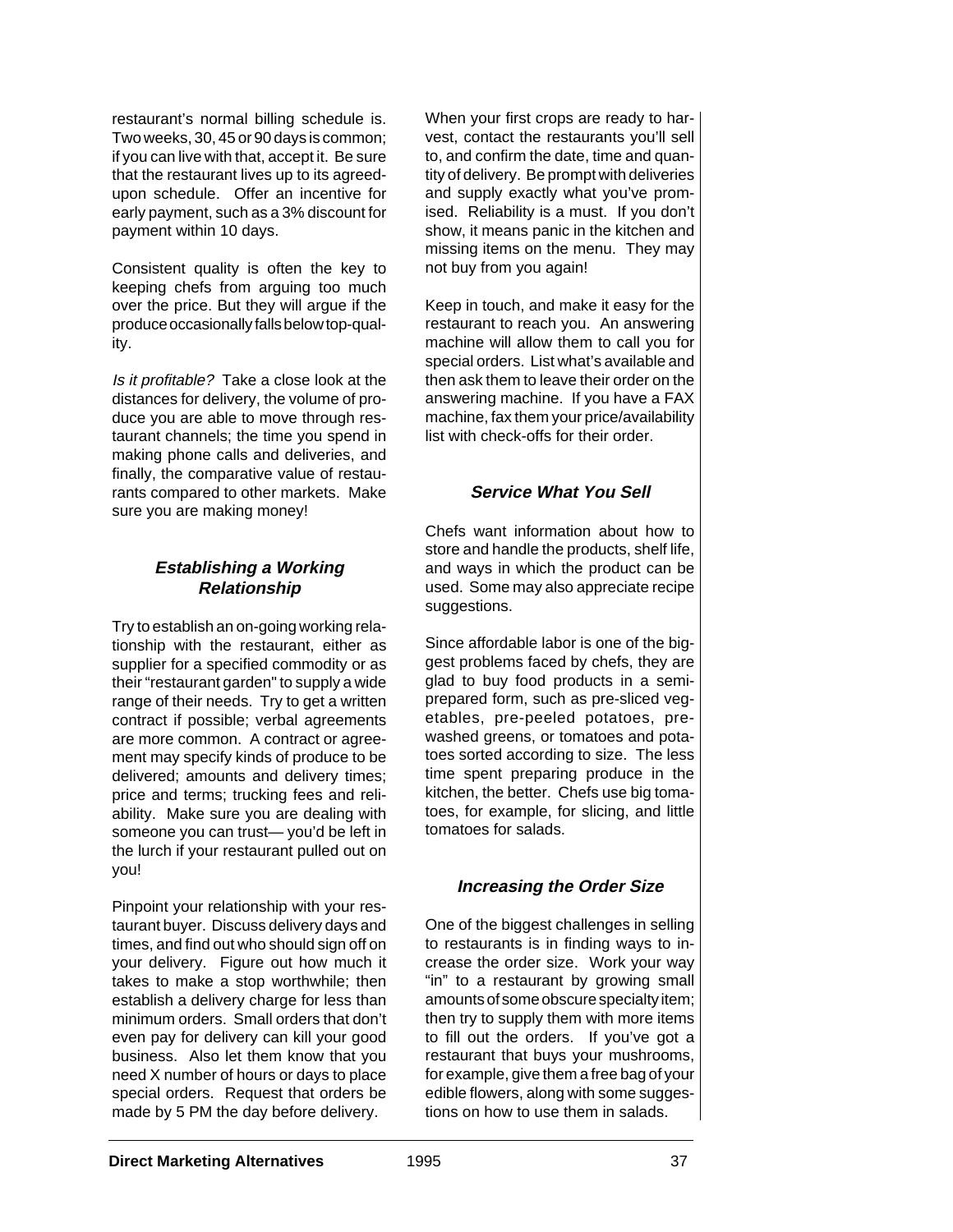restaurant's normal billing schedule is. Two weeks, 30, 45 or 90 days is common; if you can live with that, accept it. Be sure that the restaurant lives up to its agreed-upon schedule. Offer an incentive for early payment, such as a 3% discount for payment within 10 days.

Consistent quality is often the key to keeping chefs from arguing too much over the price. But they will argue if the produce occasionally falls below top-quality.

*Is it profitable?* Take a close look at the distances for delivery, the volume of produce you are able to move through restaurant channels; the time you spend in making phone calls and deliveries, and finally, the comparative value of restaurants compared to other markets. Make sure you are making money!

### Establishing a Working Relationship

Try to establish an on-going working relationship with the restaurant, either as supplier for a specified commodity or as their "restaurant garden" to supply a wide range of their needs. Try to get a written contract if possible; verbal agreements are more common. A contract or agreement may specify kinds of produce to be delivered; amounts and delivery times; price and terms; trucking fees and reliability. Make sure you are dealing with someone you can trust— you'd be left in the lurch if your restaurant pulled out on you!

Pinpoint your relationship with your restaurant buyer. Discuss delivery days and times, and find out who should sign off on your delivery. Figure out how much it takes to make a stop worthwhile; then establish a delivery charge for less than minimum orders. Small orders that don't even pay for delivery can kill your good business. Also let them know that you need X number of hours or days to place special orders. Request that orders be made by 5 PM the day before delivery.

When your first crops are ready to harvest, contact the restaurants you'll sell to, and confirm the date, time and quantity of delivery. Be prompt with deliveries and supply exactly what you've promised. Reliability is a must. If you don't show, it means panic in the kitchen and missing items on the menu. They may not buy from you again!

Keep in touch, and make it easy for the restaurant to reach you. An answering machine will allow them to call you for special orders. List what's available and then ask them to leave their order on the answering machine. If you have a FAX machine, fax them your price/availability list with check-offs for their order.

### Service What You Sell

Chefs want information about how to store and handle the products, shelf life, and ways in which the product can be used. Some may also appreciate recipe suggestions.

Since affordable labor is one of the biggest problems faced by chefs, they are glad to buy food products in a semi-prepared form, such as pre-sliced vegetables, pre-peeled potatoes, pre-washed greens, or tomatoes and potatoes sorted according to size. The less time spent preparing produce in the kitchen, the better. Chefs use big tomatoes, for example, for slicing, and little tomatoes for salads.

### Increasing the Order Size

One of the biggest challenges in selling to restaurants is in finding ways to increase the order size. Work your way "in" to a restaurant by growing small amounts of some obscure specialty item; then try to supply them with more items to fill out the orders. If you've got a restaurant that buys your mushrooms, for example, give them a free bag of your edible flowers, along with some suggestions on how to use them in salads.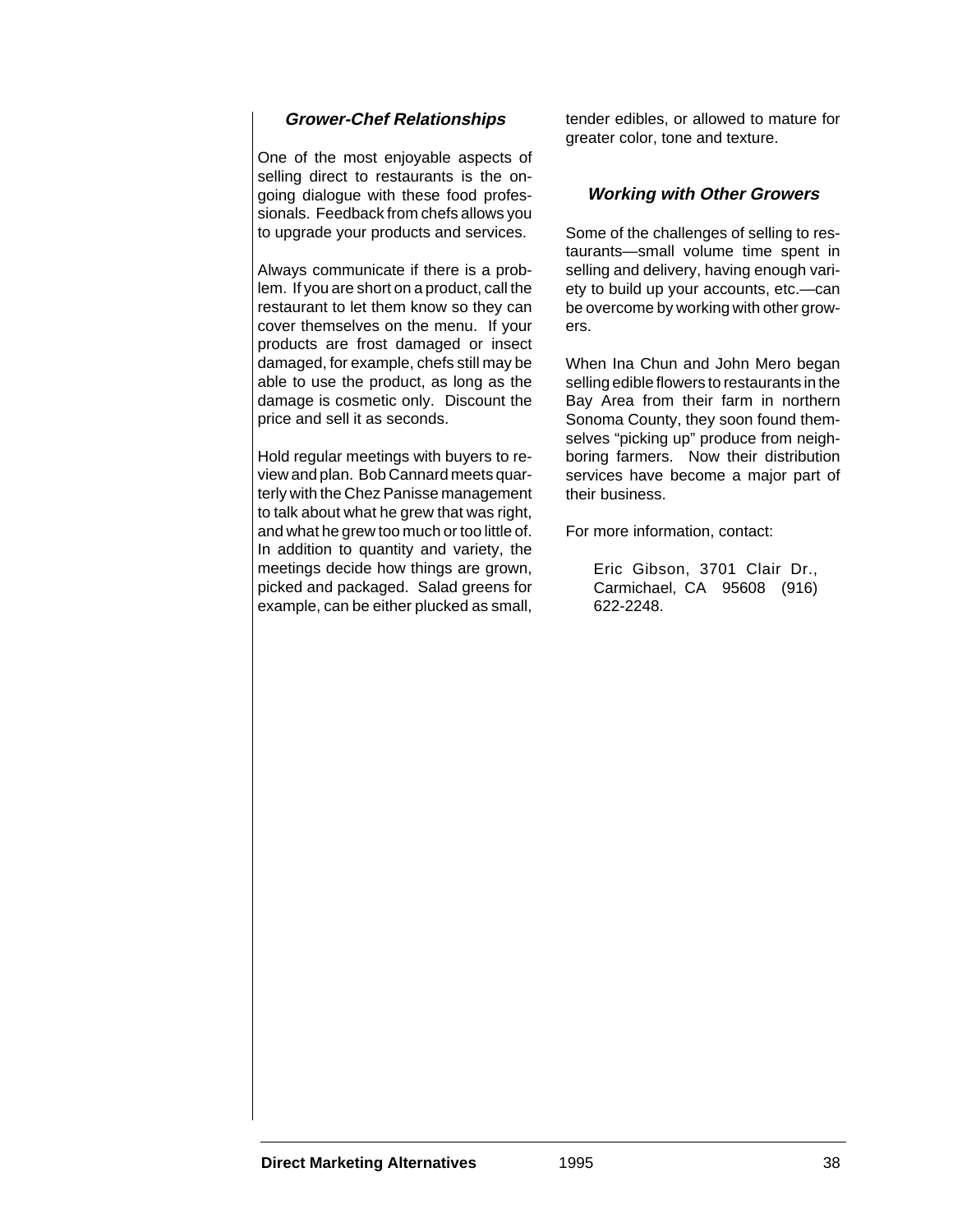### *Grower-Chef Relationships*

One of the most enjoyable aspects of selling direct to restaurants is the ongoing dialogue with these food professionals. Feedback from chefs allows you to upgrade your products and services.

Always communicate if there is a problem. If you are short on a product, call the restaurant to let them know so they can cover themselves on the menu. If your products are frost damaged or insect damaged, for example, chefs still may be able to use the product, as long as the damage is cosmetic only. Discount the price and sell it as seconds.

Hold regular meetings with buyers to review and plan. Bob Cannard meets quarterly with the Chez Panisse management to talk about what he grew that was right, and what he grew too much or too little of. In addition to quantity and variety, the meetings decide how things are grown, picked and packaged. Salad greens for example, can be either plucked as small, tender edibles, or allowed to mature for greater color, tone and texture.

### *Working with Other Growers*

Some of the challenges of selling to restaurants—small volume time spent in selling and delivery, having enough variety to build up your accounts, etc.—can be overcome by working with other growers.

When Ina Chun and John Mero began selling edible flowers to restaurants in the Bay Area from their farm in northern Sonoma County, they soon found themselves "picking up" produce from neighboring farmers. Now their distribution services have become a major part of their business.

For more information, contact:

> Eric Gibson, 3701 Clair Dr., Carmichael, CA 95608 (916) 622-2248.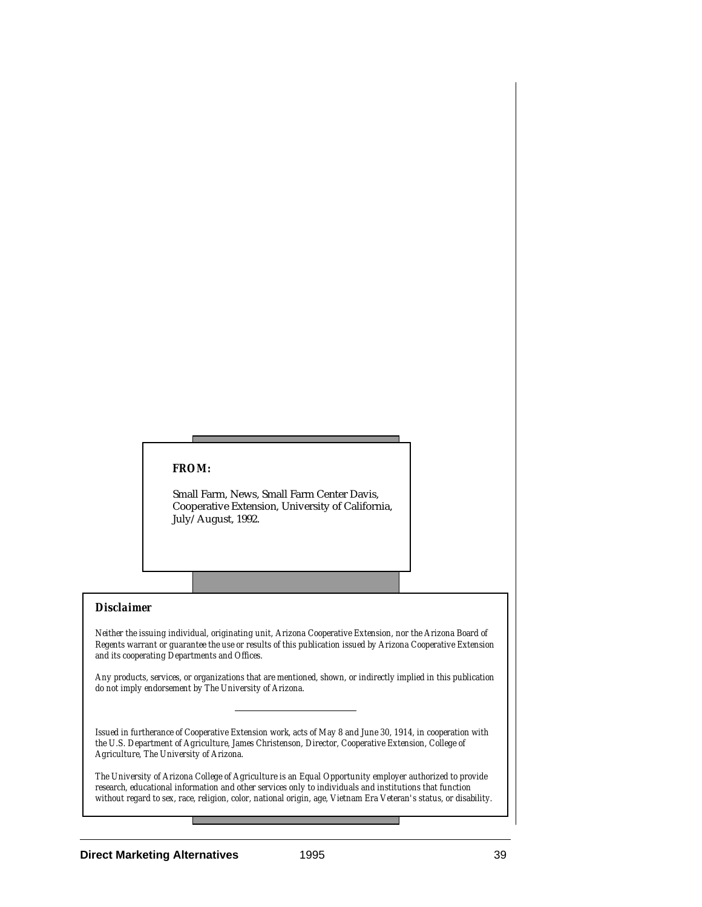**FROM:**

Small Farm, News, Small Farm Center Davis, Cooperative Extension, University of California, July/August, 1992.

### *Disclaimer*

*Neither the issuing individual, originating unit, Arizona Cooperative Extension, nor the Arizona Board of Regents warrant or guarantee the use or results of this publication issued by Arizona Cooperative Extension and its cooperating Departments and Offices.*

*Any products, services, or organizations that are mentioned, shown, or indirectly implied in this publication do not imply endorsement by The University of Arizona.*

---

*Issued in furtherance of Cooperative Extension work, acts of May 8 and June 30, 1914, in cooperation with the U.S. Department of Agriculture, James Christenson, Director, Cooperative Extension, College of Agriculture, The University of Arizona.*

*The University of Arizona College of Agriculture is an Equal Opportunity employer authorized to provide research, educational information and other services only to individuals and institutions that function without regard to sex, race, religion, color, national origin, age, Vietnam Era Veteran's status, or disability.*